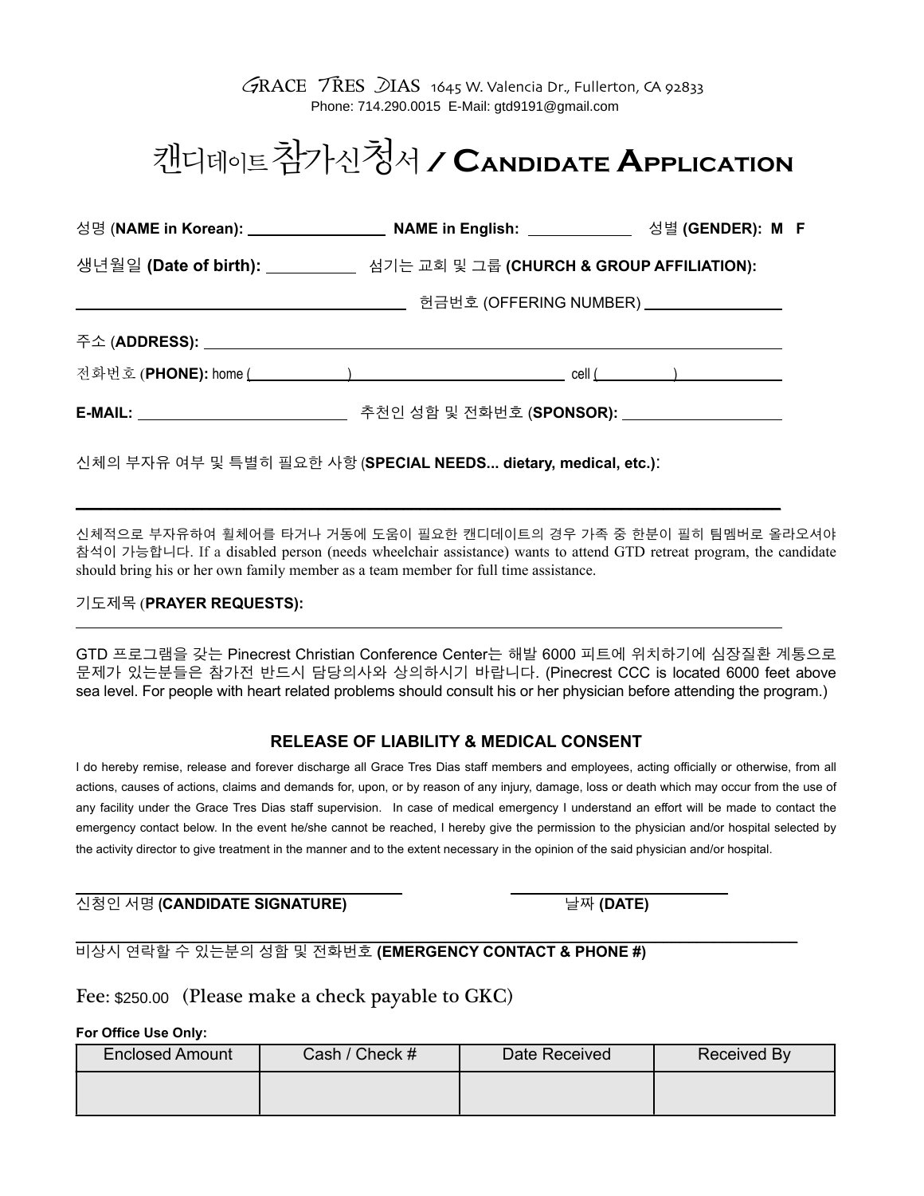GRACE TRES DIAS 1645 W. Valencia Dr., Fullerton, CA 92833
Phone: 714.290.0015 E-Mail: gtd9191@gmail.com

# 캔디데이트 참가신청서 / CANDIDATE APPLICATION

성명 (**NAME in Korean):** ________________ **NAME in English:** ____________ 성별 **(GENDER): M F**

생년월일 **(Date of birth):** __________ 섬기는 교회 및 그룹 **(CHURCH & GROUP AFFILIATION):**

________________________________________ 헌금번호 (OFFERING NUMBER) ________________

주소 (**ADDRESS):** ____________________________________________________________

전화번호 (**PHONE):** home (__________) ______________________ cell (_________) __________

**E-MAIL:** ________________________ 추천인 성함 및 전화번호 (**SPONSOR):** __________________

신체의 부자유 여부 및 특별히 필요한 사항 (**SPECIAL NEEDS... dietary, medical, etc.)**:

____________________________________________________________________________

신체적으로 부자유하여 휠체어를 타거나 거동에 도움이 필요한 캔디데이트의 경우 가족 중 한분이 필히 팀멤버로 올라오서야 참석이 가능합니다. If a disabled person (needs wheelchair assistance) wants to attend GTD retreat program, the candidate should bring his or her own family member as a team member for full time assistance.

기도제목 (**PRAYER REQUESTS):**

____________________________________________________________________________

GTD 프로그램을 갖는 Pinecrest Christian Conference Center는 해발 6000 피트에 위치하기에 심장질환 계통으로 문제가 있는분들은 참가전 반드시 담당의사와 상의하시기 바랍니다. (Pinecrest CCC is located 6000 feet above sea level. For people with heart related problems should consult his or her physician before attending the program.)

### RELEASE OF LIABILITY & MEDICAL CONSENT

I do hereby remise, release and forever discharge all Grace Tres Dias staff members and employees, acting officially or otherwise, from all actions, causes of actions, claims and demands for, upon, or by reason of any injury, damage, loss or death which may occur from the use of any facility under the Grace Tres Dias staff supervision. In case of medical emergency I understand an effort will be made to contact the emergency contact below. In the event he/she cannot be reached, I hereby give the permission to the physician and/or hospital selected by the activity director to give treatment in the manner and to the extent necessary in the opinion of the said physician and/or hospital.

______________________________ ______________________
신청인 서명 **(CANDIDATE SIGNATURE)** 날짜 **(DATE)**

____________________________________________________________
비상시 연락할 수 있는분의 성함 및 전화번호 **(EMERGENCY CONTACT & PHONE #)**

Fee: $250.00 (Please make a check payable to GKC)

**For Office Use Only:**

| Enclosed Amount | Cash / Check # | Date Received | Received By |
|---|---|---|---|
| | | | |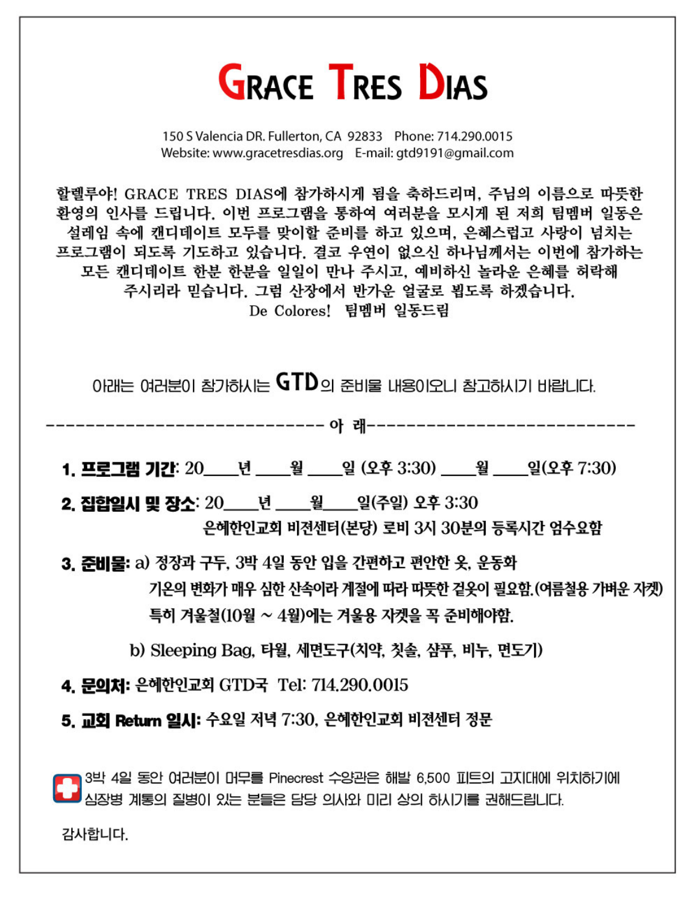# GRACE TRES DIAS

150 S Valencia DR. Fullerton, CA 92833  Phone: 714.290.0015
Website: www.gracetresdias.org  E-mail: gtd9191@gmail.com

할렐루야! GRACE TRES DIAS에 참가하시게 됨을 축하드리며, 주님의 이름으로 따뜻한 환영의 인사를 드립니다. 이번 프로그램을 통하여 여러분을 모시게 된 저희 팀멤버 일동은 설레임 속에 캔디데이트 모두를 맞이할 준비를 하고 있으며, 은혜스럽고 사랑이 넘치는 프로그램이 되도록 기도하고 있습니다. 결코 우연이 없으신 하나님께서는 이번에 참가하는 모든 캔디데이트 한분 한분을 일일이 만나 주시고, 예비하신 놀라운 은혜를 허락해 주시리라 믿습니다. 그럼 산장에서 반가운 얼굴로 뵙도록 하겠습니다.
De Colores! 팀멤버 일동드림

아래는 여러분이 참가하시는 **GTD**의 준비물 내용이오니 참고하시기 바랍니다.

---------------------------- 아 래 ----------------------------

1. **프로그램 기간**: 20____년 ____월 ____일 (오후 3:30) ____월 ____일(오후 7:30)
2. **집합일시 및 장소**: 20____년 ____월____일(주일) 오후 3:30
   은혜한인교회 비젼센터(본당) 로비 3시 30분의 등록시간 엄수요함
3. **준비물**: a) 정장과 구두, 3박 4일 동안 입을 간편하고 편안한 옷, 운동화
   기온의 변화가 매우 심한 산속이라 계절에 따라 따뜻한 겉옷이 필요함.(여름철용 가벼운 자켓)
   특히 겨울철(10월 ~ 4월)에는 겨울용 자켓을 꼭 준비해야함.
   b) Sleeping Bag, 타월, 세면도구(치약, 칫솔, 샴푸, 비누, 면도기)
4. **문의처**: 은혜한인교회 GTD국 Tel: 714.290.0015
5. **교회 Return 일시**: 수요일 저녁 7:30, 은혜한인교회 비젼센터 정문

3박 4일 동안 여러분이 머무를 Pinecrest 수양관은 해발 6,500 피트의 고지대에 위치하기에 심장병 계통의 질병이 있는 분들은 담당 의사와 미리 상의 하시기를 권해드립니다.

감사합니다.